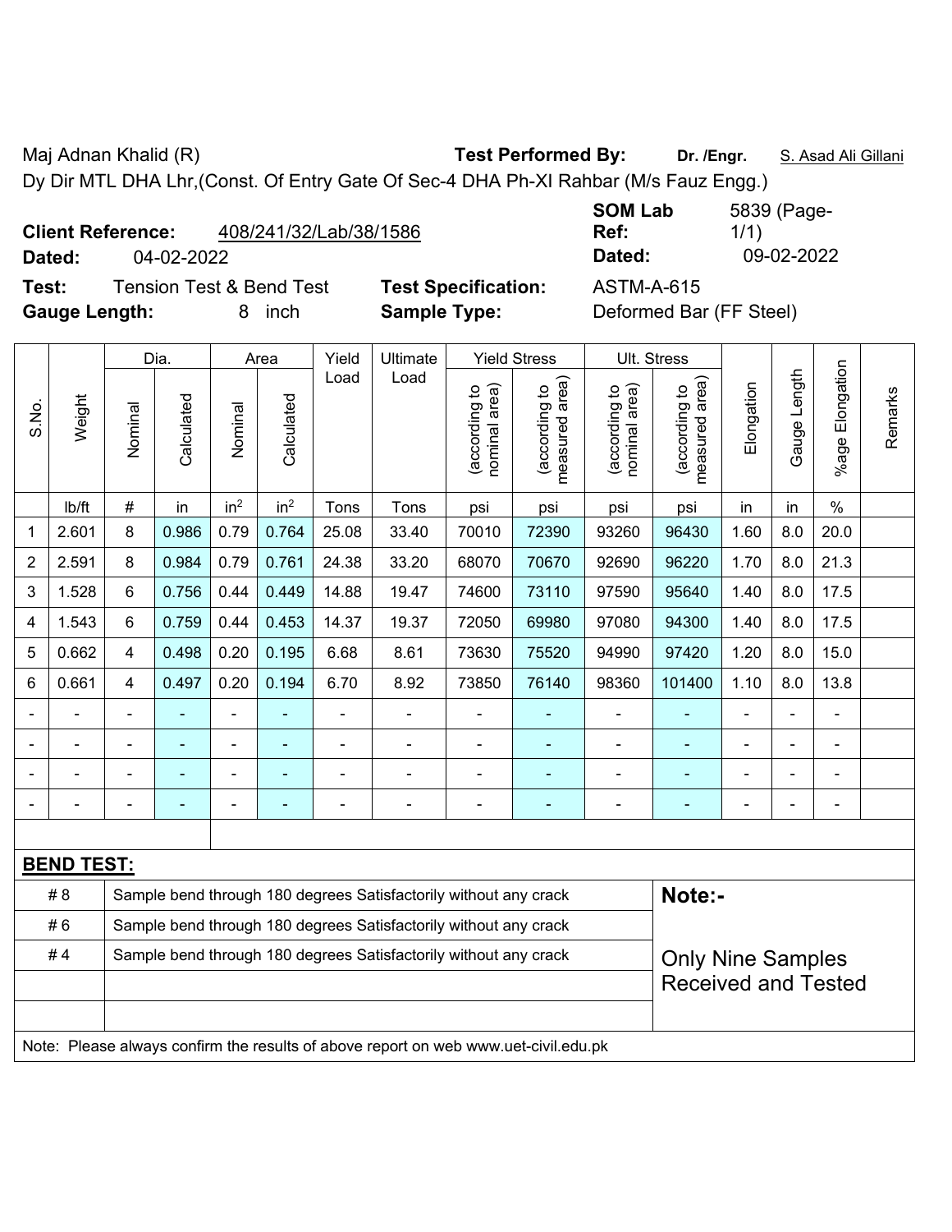Maj Adnan Khalid (R) **Test Performed By:** **Dr. /Engr.** S. Asad Ali Gillani

Dy Dir MTL DHA Lhr,(Const. Of Entry Gate Of Sec-4 DHA Ph-XI Rahbar (M/s Fauz Engg.)

**Client Reference:** 408/241/32/Lab/38/1586 **SOM Lab Ref:** 5839 (Page-1/1)

**Dated:** 04-02-2022 **Dated:** 09-02-2022

**Test:** Tension Test & Bend Test **Test Specification:** ASTM-A-615

**Gauge Length:** 8 inch **Sample Type:** Deformed Bar (FF Steel)

| S.No. | Weight | Dia. | | Area | | Yield Load | Ultimate Load | Yield Stress | | Ult. Stress | | Elongation | Gauge Length | %age Elongation | Remarks |
|---|---|---|---|---|---|---|---|---|---|---|---|---|---|---|---|
| | | Nominal | Calculated | Nominal | Calculated | | | (according to nominal area) | (according to measured area) | (according to nominal area) | (according to measured area) | | | | |
| | lb/ft | # | in | $in^2$ | $in^2$ | Tons | Tons | psi | psi | psi | psi | in | in | % | |
| 1 | 2.601 | 8 | 0.986 | 0.79 | 0.764 | 25.08 | 33.40 | 70010 | 72390 | 93260 | 96430 | 1.60 | 8.0 | 20.0 | |
| 2 | 2.591 | 8 | 0.984 | 0.79 | 0.761 | 24.38 | 33.20 | 68070 | 70670 | 92690 | 96220 | 1.70 | 8.0 | 21.3 | |
| 3 | 1.528 | 6 | 0.756 | 0.44 | 0.449 | 14.88 | 19.47 | 74600 | 73110 | 97590 | 95640 | 1.40 | 8.0 | 17.5 | |
| 4 | 1.543 | 6 | 0.759 | 0.44 | 0.453 | 14.37 | 19.37 | 72050 | 69980 | 97080 | 94300 | 1.40 | 8.0 | 17.5 | |
| 5 | 0.662 | 4 | 0.498 | 0.20 | 0.195 | 6.68 | 8.61 | 73630 | 75520 | 94990 | 97420 | 1.20 | 8.0 | 15.0 | |
| 6 | 0.661 | 4 | 0.497 | 0.20 | 0.194 | 6.70 | 8.92 | 73850 | 76140 | 98360 | 101400 | 1.10 | 8.0 | 13.8 | |
| - | - | - | - | - | - | - | - | - | - | - | - | - | - | - | |
| - | - | - | - | - | - | - | - | - | - | - | - | - | - | - | |
| - | - | - | - | - | - | - | - | - | - | - | - | - | - | - | |
| - | - | - | - | - | - | - | - | - | - | - | - | - | - | - | |

**BEND TEST:**

| Bar | Result |
|---|---|
| # 8 | Sample bend through 180 degrees Satisfactorily without any crack |
| # 6 | Sample bend through 180 degrees Satisfactorily without any crack |
| # 4 | Sample bend through 180 degrees Satisfactorily without any crack |

**Note:-**

Only Nine Samples Received and Tested

Note: Please always confirm the results of above report on web www.uet-civil.edu.pk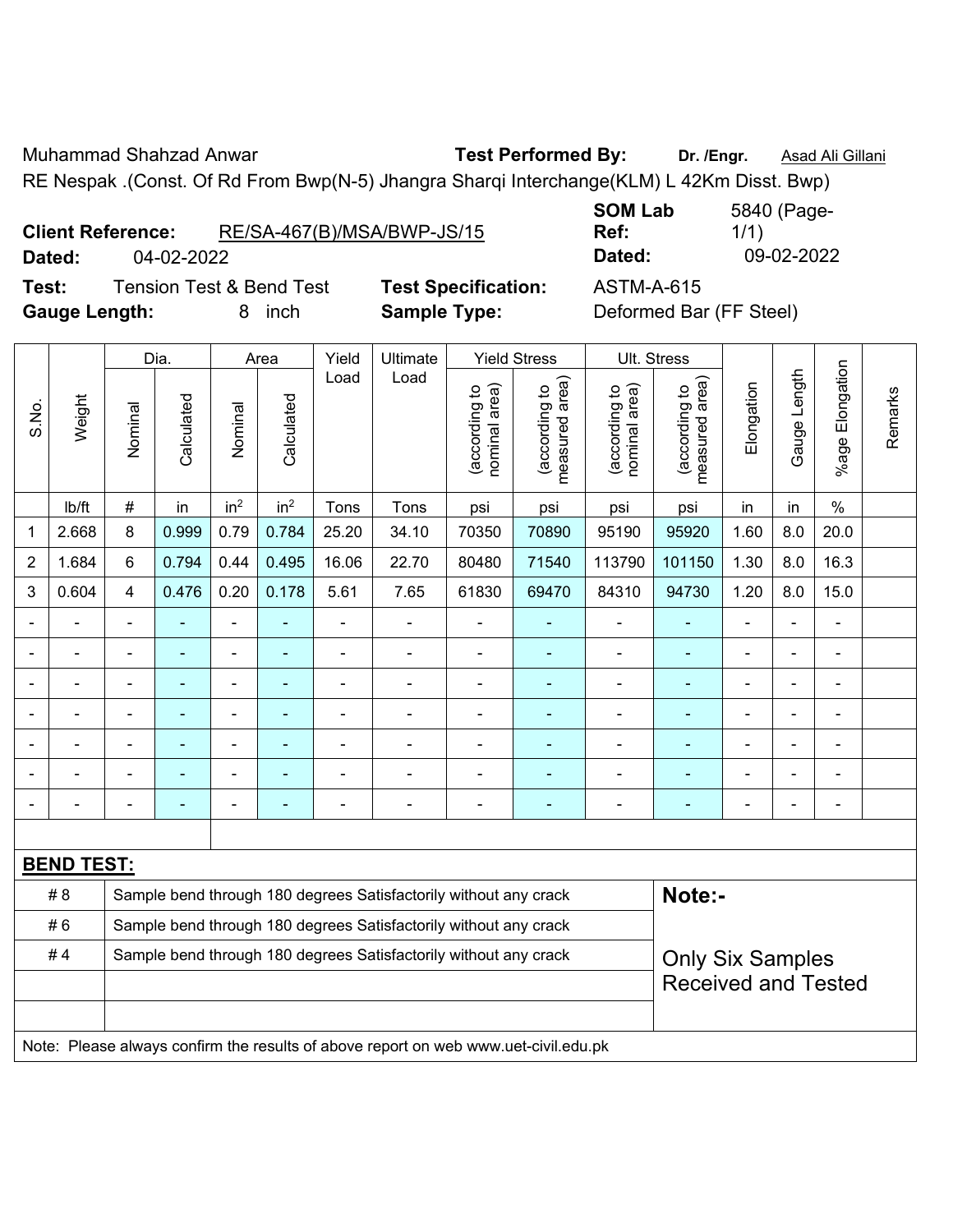Muhammad Shahzad Anwar **Test Performed By:** **Dr. /Engr.** Asad Ali Gillani

RE Nespak .(Const. Of Rd From Bwp(N-5) Jhangra Sharqi Interchange(KLM) L 42Km Disst. Bwp)

**Client Reference:** RE/SA-467(B)/MSA/BWP-JS/15 **SOM Lab Ref:** 5840 (Page-1/1)

**Dated:** 04-02-2022 **Dated:** 09-02-2022

**Test:** Tension Test & Bend Test **Test Specification:** ASTM-A-615

**Gauge Length:** 8 inch **Sample Type:** Deformed Bar (FF Steel)

| S.No. | Weight | Dia. | | Area | | Yield Load | Ultimate Load | Yield Stress | | Ult. Stress | | Elongation | Gauge Length | %age Elongation | Remarks |
|---|---|---|---|---|---|---|---|---|---|---|---|---|---|---|---|
| | | Nominal | Calculated | Nominal | Calculated | | | (according to nominal area) | (according to measured area) | (according to nominal area) | (according to measured area) | | | | |
| | lb/ft | # | in | in² | in² | Tons | Tons | psi | psi | psi | psi | in | in | % | |
| 1 | 2.668 | 8 | 0.999 | 0.79 | 0.784 | 25.20 | 34.10 | 70350 | 70890 | 95190 | 95920 | 1.60 | 8.0 | 20.0 | |
| 2 | 1.684 | 6 | 0.794 | 0.44 | 0.495 | 16.06 | 22.70 | 80480 | 71540 | 113790 | 101150 | 1.30 | 8.0 | 16.3 | |
| 3 | 0.604 | 4 | 0.476 | 0.20 | 0.178 | 5.61 | 7.65 | 61830 | 69470 | 84310 | 94730 | 1.20 | 8.0 | 15.0 | |
| - | - | - | - | - | - | - | - | - | - | - | - | - | - | - | |
| - | - | - | - | - | - | - | - | - | - | - | - | - | - | - | |
| - | - | - | - | - | - | - | - | - | - | - | - | - | - | - | |
| - | - | - | - | - | - | - | - | - | - | - | - | - | - | - | |
| - | - | - | - | - | - | - | - | - | - | - | - | - | - | - | |
| - | - | - | - | - | - | - | - | - | - | - | - | - | - | - | |
| - | - | - | - | - | - | - | - | - | - | - | - | - | - | - | |

**BEND TEST:**

| | | |
|---|---|---|
| # 8 | Sample bend through 180 degrees Satisfactorily without any crack | **Note:-** |
| # 6 | Sample bend through 180 degrees Satisfactorily without any crack | |
| # 4 | Sample bend through 180 degrees Satisfactorily without any crack | Only Six Samples Received and Tested |

Note: Please always confirm the results of above report on web www.uet-civil.edu.pk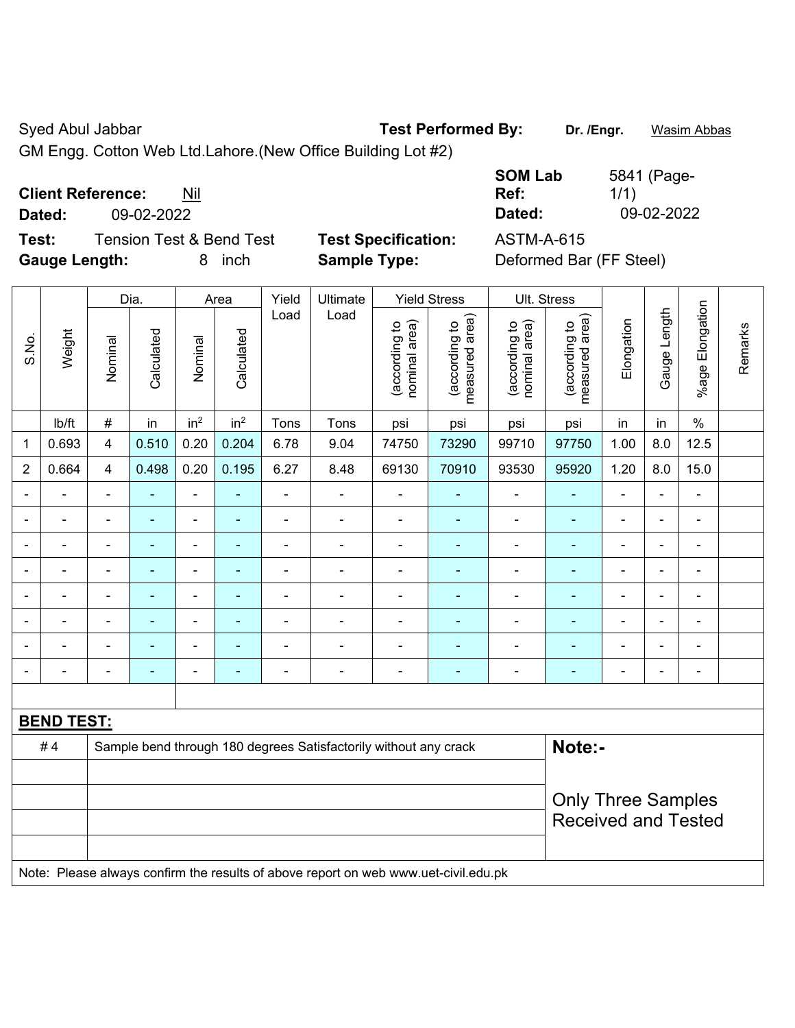Syed Abul Jabbar

GM Engg. Cotton Web Ltd.Lahore.(New Office Building Lot #2)

**Test Performed By:** Dr. /Engr. Wasim Abbas

**Client Reference:** Nil

**Dated:** 09-02-2022

**SOM Lab Ref:** 5841 (Page-1/1)

**Dated:** 09-02-2022

**Test:** Tension Test & Bend Test

**Test Specification:** ASTM-A-615

**Gauge Length:** 8 inch

**Sample Type:** Deformed Bar (FF Steel)

| S.No. | Weight | Dia. | | Area | | Yield Load | Ultimate Load | Yield Stress | | Ult. Stress | | Elongation | Gauge Length | %age Elongation | Remarks |
|---|---|---|---|---|---|---|---|---|---|---|---|---|---|---|---|
| | | Nominal | Calculated | Nominal | Calculated | | | (according to nominal area) | (according to measured area) | (according to nominal area) | (according to measured area) | | | | |
| | lb/ft | # | in | $in^2$ | $in^2$ | Tons | Tons | psi | psi | psi | psi | in | in | % | |
| 1 | 0.693 | 4 | 0.510 | 0.20 | 0.204 | 6.78 | 9.04 | 74750 | 73290 | 99710 | 97750 | 1.00 | 8.0 | 12.5 | |
| 2 | 0.664 | 4 | 0.498 | 0.20 | 0.195 | 6.27 | 8.48 | 69130 | 70910 | 93530 | 95920 | 1.20 | 8.0 | 15.0 | |
| - | - | - | - | - | - | - | - | - | - | - | - | - | - | - | |
| - | - | - | - | - | - | - | - | - | - | - | - | - | - | - | |
| - | - | - | - | - | - | - | - | - | - | - | - | - | - | - | |
| - | - | - | - | - | - | - | - | - | - | - | - | - | - | - | |
| - | - | - | - | - | - | - | - | - | - | - | - | - | - | - | |
| - | - | - | - | - | - | - | - | - | - | - | - | - | - | - | |
| - | - | - | - | - | - | - | - | - | - | - | - | - | - | - | |
| - | - | - | - | - | - | - | - | - | - | - | - | - | - | - | |

**BEND TEST:**

| | | |
|---|---|---|
| # 4 | Sample bend through 180 degrees Satisfactorily without any crack | **Note:-** |
| | | Only Three Samples Received and Tested |

Note: Please always confirm the results of above report on web www.uet-civil.edu.pk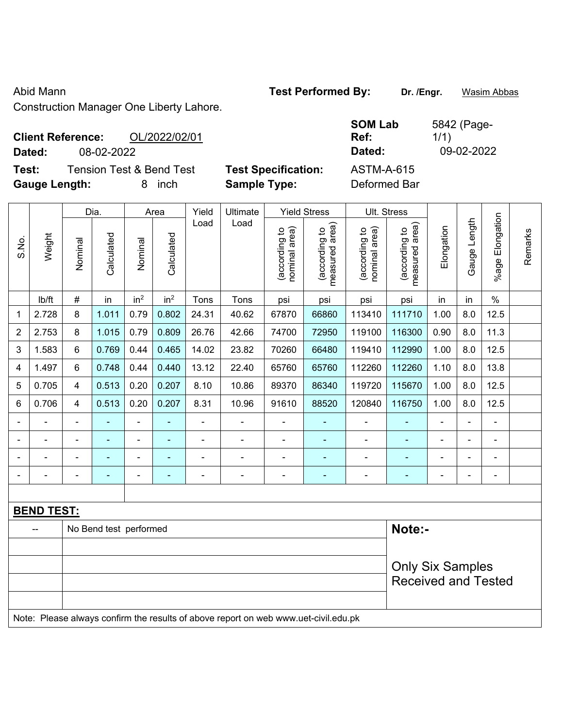Abid Mann

Construction Manager One Liberty Lahore.

**Test Performed By:** **Dr. /Engr.** Wasim Abbas

**Client Reference:** OL/2022/02/01

**Dated:** 08-02-2022

**SOM Lab Ref:** 5842 (Page-1/1)

**Dated:** 09-02-2022

**Test:** Tension Test & Bend Test

**Test Specification:** ASTM-A-615

**Gauge Length:** 8 inch

**Sample Type:** Deformed Bar

| S.No. | Weight | Dia. | | Area | | Yield Load | Ultimate Load | Yield Stress | | Ult. Stress | | Elongation | Gauge Length | %age Elongation | Remarks |
|---|---|---|---|---|---|---|---|---|---|---|---|---|---|---|---|
| | | Nominal | Calculated | Nominal | Calculated | | | (according to nominal area) | (according to measured area) | (according to nominal area) | (according to measured area) | | | | |
| | lb/ft | # | in | $in^2$ | $in^2$ | Tons | Tons | psi | psi | psi | psi | in | in | % | |
| 1 | 2.728 | 8 | 1.011 | 0.79 | 0.802 | 24.31 | 40.62 | 67870 | 66860 | 113410 | 111710 | 1.00 | 8.0 | 12.5 | |
| 2 | 2.753 | 8 | 1.015 | 0.79 | 0.809 | 26.76 | 42.66 | 74700 | 72950 | 119100 | 116300 | 0.90 | 8.0 | 11.3 | |
| 3 | 1.583 | 6 | 0.769 | 0.44 | 0.465 | 14.02 | 23.82 | 70260 | 66480 | 119410 | 112990 | 1.00 | 8.0 | 12.5 | |
| 4 | 1.497 | 6 | 0.748 | 0.44 | 0.440 | 13.12 | 22.40 | 65760 | 65760 | 112260 | 112260 | 1.10 | 8.0 | 13.8 | |
| 5 | 0.705 | 4 | 0.513 | 0.20 | 0.207 | 8.10 | 10.86 | 89370 | 86340 | 119720 | 115670 | 1.00 | 8.0 | 12.5 | |
| 6 | 0.706 | 4 | 0.513 | 0.20 | 0.207 | 8.31 | 10.96 | 91610 | 88520 | 120840 | 116750 | 1.00 | 8.0 | 12.5 | |
| - | - | - | - | - | - | - | - | - | - | - | - | - | - | - | |
| - | - | - | - | - | - | - | - | - | - | - | - | - | - | - | |
| - | - | - | - | - | - | - | - | - | - | - | - | - | - | - | |
| - | - | - | - | - | - | - | - | - | - | - | - | - | - | - | |

**BEND TEST:**

| -- | No Bend test performed |
|---|---|

**Note:-**

Only Six Samples Received and Tested

Note: Please always confirm the results of above report on web www.uet-civil.edu.pk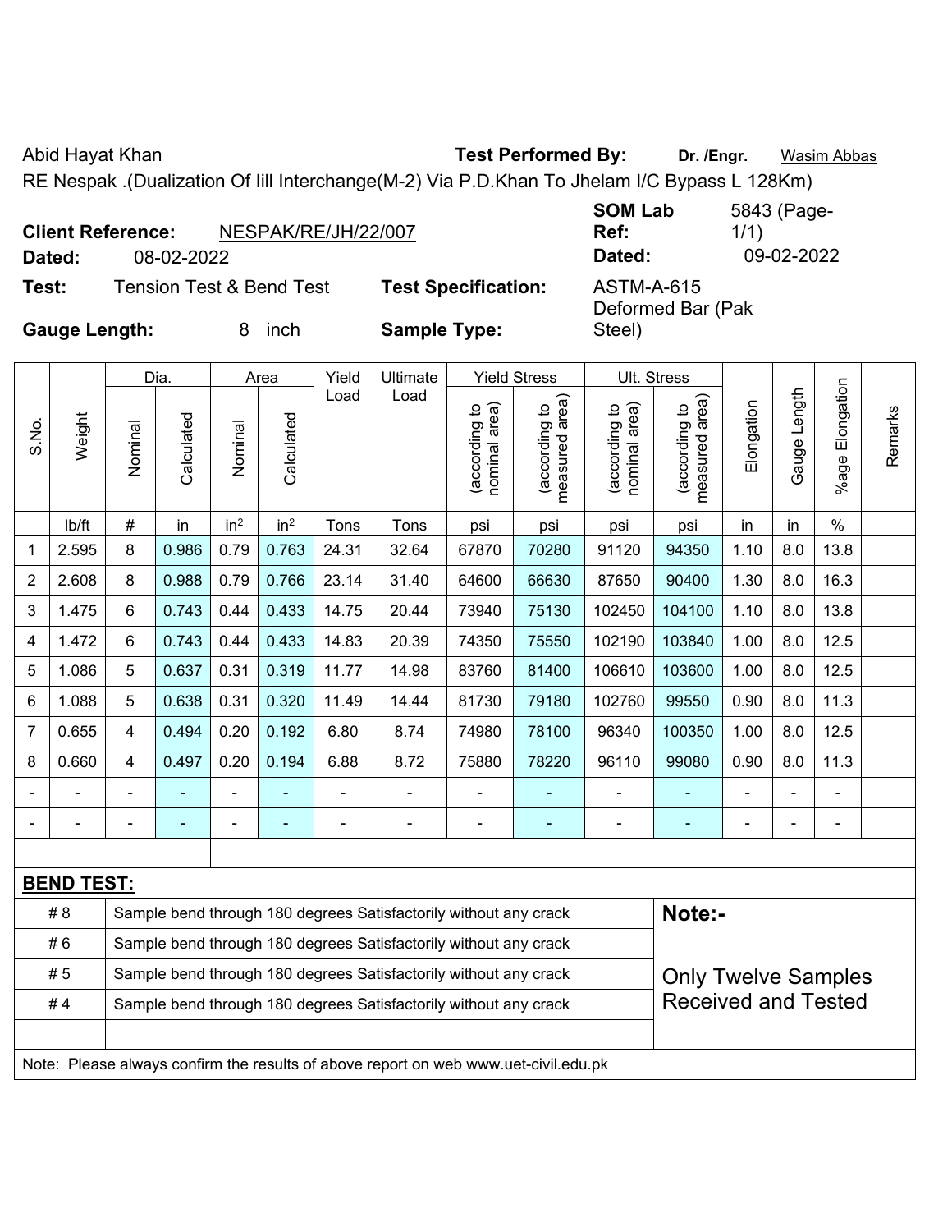Abid Hayat Khan **Test Performed By:** **Dr. /Engr.** Wasim Abbas

RE Nespak .(Dualization Of Iill Interchange(M-2) Via P.D.Khan To Jhelam I/C Bypass L 128Km)

**Client Reference:** NESPAK/RE/JH/22/007 **SOM Lab Ref:** 5843 (Page-1/1)

**Dated:** 08-02-2022 **Dated:** 09-02-2022

**Test:** Tension Test & Bend Test **Test Specification:** ASTM-A-615

**Gauge Length:** 8 inch **Sample Type:** Deformed Bar (Pak Steel)

| S.No. | Weight | Dia. | | Area | | Yield Load | Ultimate Load | Yield Stress | | Ult. Stress | | Elongation | Gauge Length | %age Elongation | Remarks |
|---|---|---|---|---|---|---|---|---|---|---|---|---|---|---|---|
| | | Nominal | Calculated | Nominal | Calculated | | | (according to nominal area) | (according to measured area) | (according to nominal area) | (according to measured area) | | | | |
| | lb/ft | # | in | in² | in² | Tons | Tons | psi | psi | psi | psi | in | in | % | |
| 1 | 2.595 | 8 | 0.986 | 0.79 | 0.763 | 24.31 | 32.64 | 67870 | 70280 | 91120 | 94350 | 1.10 | 8.0 | 13.8 | |
| 2 | 2.608 | 8 | 0.988 | 0.79 | 0.766 | 23.14 | 31.40 | 64600 | 66630 | 87650 | 90400 | 1.30 | 8.0 | 16.3 | |
| 3 | 1.475 | 6 | 0.743 | 0.44 | 0.433 | 14.75 | 20.44 | 73940 | 75130 | 102450 | 104100 | 1.10 | 8.0 | 13.8 | |
| 4 | 1.472 | 6 | 0.743 | 0.44 | 0.433 | 14.83 | 20.39 | 74350 | 75550 | 102190 | 103840 | 1.00 | 8.0 | 12.5 | |
| 5 | 1.086 | 5 | 0.637 | 0.31 | 0.319 | 11.77 | 14.98 | 83760 | 81400 | 106610 | 103600 | 1.00 | 8.0 | 12.5 | |
| 6 | 1.088 | 5 | 0.638 | 0.31 | 0.320 | 11.49 | 14.44 | 81730 | 79180 | 102760 | 99550 | 0.90 | 8.0 | 11.3 | |
| 7 | 0.655 | 4 | 0.494 | 0.20 | 0.192 | 6.80 | 8.74 | 74980 | 78100 | 96340 | 100350 | 1.00 | 8.0 | 12.5 | |
| 8 | 0.660 | 4 | 0.497 | 0.20 | 0.194 | 6.88 | 8.72 | 75880 | 78220 | 96110 | 99080 | 0.90 | 8.0 | 11.3 | |
| - | - | - | - | - | - | - | - | - | - | - | - | - | - | - | |
| - | - | - | - | - | - | - | - | - | - | - | - | - | - | - | |

**BEND TEST:**

| | | |
|---|---|---|
| # 8 | Sample bend through 180 degrees Satisfactorily without any crack | **Note:-** |
| # 6 | Sample bend through 180 degrees Satisfactorily without any crack | |
| # 5 | Sample bend through 180 degrees Satisfactorily without any crack | Only Twelve Samples Received and Tested |
| # 4 | Sample bend through 180 degrees Satisfactorily without any crack | |

Note: Please always confirm the results of above report on web www.uet-civil.edu.pk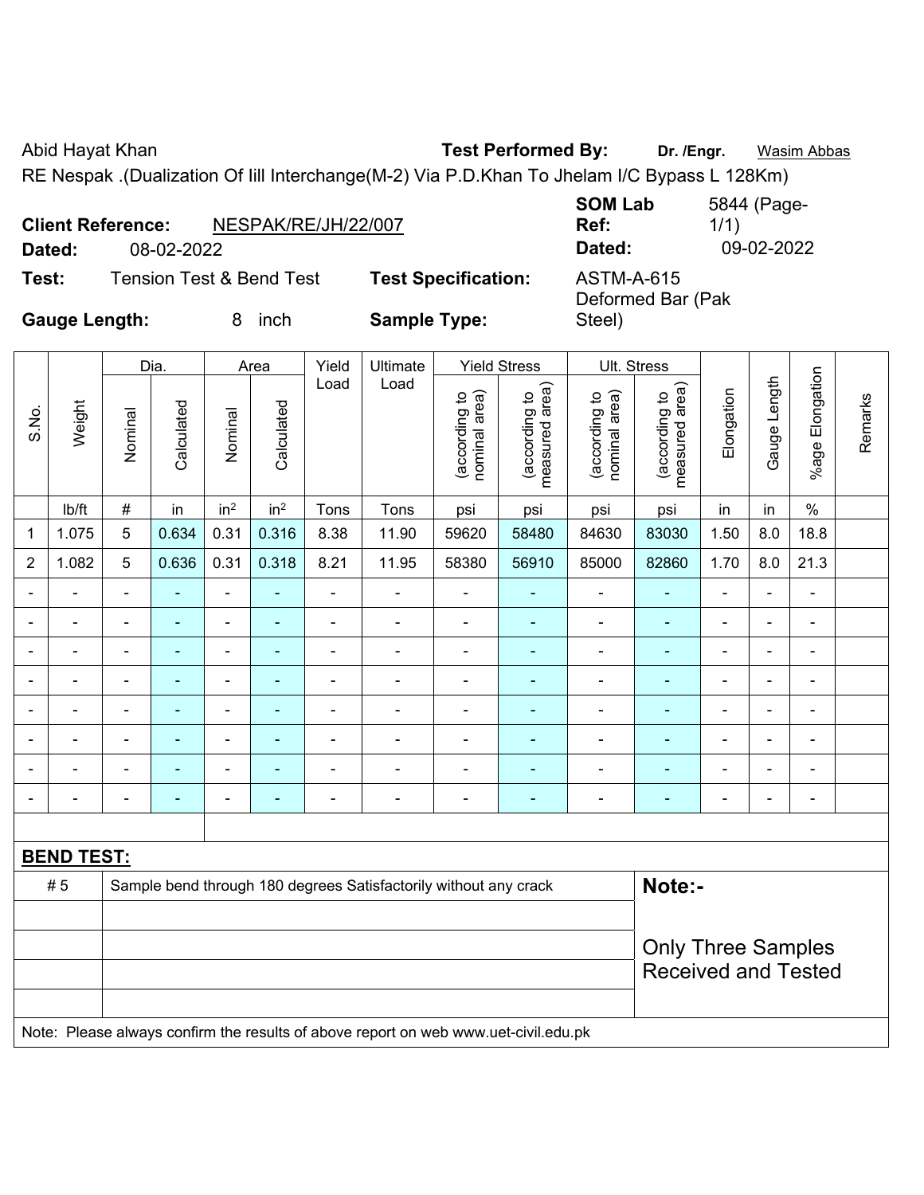Abid Hayat Khan

**Test Performed By:** **Dr. /Engr.** Wasim Abbas

RE Nespak .(Dualization Of Iill Interchange(M-2) Via P.D.Khan To Jhelam I/C Bypass L 128Km)

**Client Reference:** NESPAK/RE/JH/22/007

**Dated:** 08-02-2022

**SOM Lab Ref:** 5844 (Page-1/1)

**Dated:** 09-02-2022

**Test:** Tension Test & Bend Test

**Test Specification:** ASTM-A-615

**Gauge Length:** 8 inch

**Sample Type:** Deformed Bar (Pak Steel)

| S.No. | Weight | Dia. | | Area | | Yield Load | Ultimate Load | Yield Stress | | Ult. Stress | | Elongation | Gauge Length | %age Elongation | Remarks |
|---|---|---|---|---|---|---|---|---|---|---|---|---|---|---|---|
| | | Nominal | Calculated | Nominal | Calculated | | | (according to nominal area) | (according to measured area) | (according to nominal area) | (according to measured area) | | | | |
| | lb/ft | # | in | in² | in² | Tons | Tons | psi | psi | psi | psi | in | in | % | |
| 1 | 1.075 | 5 | 0.634 | 0.31 | 0.316 | 8.38 | 11.90 | 59620 | 58480 | 84630 | 83030 | 1.50 | 8.0 | 18.8 | |
| 2 | 1.082 | 5 | 0.636 | 0.31 | 0.318 | 8.21 | 11.95 | 58380 | 56910 | 85000 | 82860 | 1.70 | 8.0 | 21.3 | |
| - | - | - | - | - | - | - | - | - | - | - | - | - | - | - | |
| - | - | - | - | - | - | - | - | - | - | - | - | - | - | - | |
| - | - | - | - | - | - | - | - | - | - | - | - | - | - | - | |
| - | - | - | - | - | - | - | - | - | - | - | - | - | - | - | |
| - | - | - | - | - | - | - | - | - | - | - | - | - | - | - | |
| - | - | - | - | - | - | - | - | - | - | - | - | - | - | - | |
| - | - | - | - | - | - | - | - | - | - | - | - | - | - | - | |
| - | - | - | - | - | - | - | - | - | - | - | - | - | - | - | |

**BEND TEST:**

| | | |
|---|---|---|
| # 5 | Sample bend through 180 degrees Satisfactorily without any crack | **Note:-** Only Three Samples Received and Tested |

Note: Please always confirm the results of above report on web www.uet-civil.edu.pk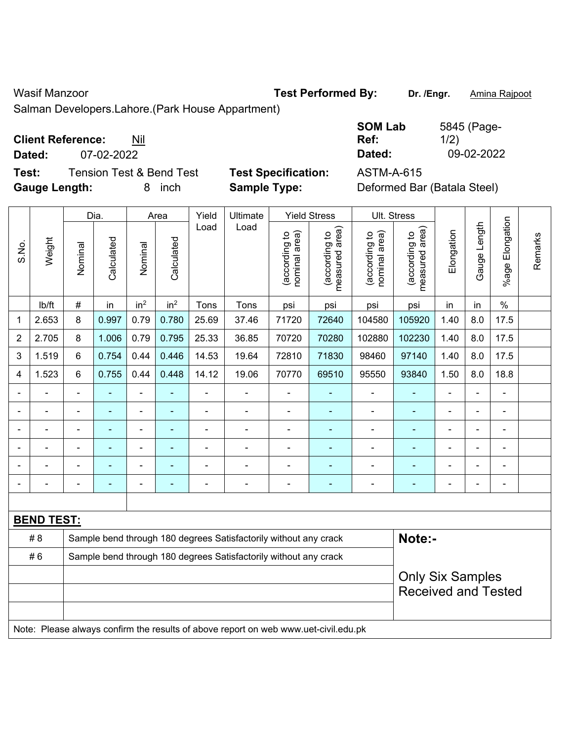Wasif Manzoor

**Test Performed By:** **Dr. /Engr.** Amina Rajpoot

Salman Developers.Lahore.(Park House Appartment)

**Client Reference:** Nil

**Dated:** 07-02-2022

**SOM Lab Ref:** 5845 (Page-1/2)

**Dated:** 09-02-2022

**Test:** Tension Test & Bend Test

**Test Specification:** ASTM-A-615

**Gauge Length:** 8 inch

**Sample Type:** Deformed Bar (Batala Steel)

| S.No. | Weight | Dia. | | Area | | Yield Load | Ultimate Load | Yield Stress | | Ult. Stress | | Elongation | Gauge Length | %age Elongation | Remarks |
|---|---|---|---|---|---|---|---|---|---|---|---|---|---|---|---|
| | | Nominal | Calculated | Nominal | Calculated | | | (according to nominal area) | (according to measured area) | (according to nominal area) | (according to measured area) | | | | |
| | lb/ft | # | in | in$^2$ | in$^2$ | Tons | Tons | psi | psi | psi | psi | in | in | % | |
| 1 | 2.653 | 8 | 0.997 | 0.79 | 0.780 | 25.69 | 37.46 | 71720 | 72640 | 104580 | 105920 | 1.40 | 8.0 | 17.5 | |
| 2 | 2.705 | 8 | 1.006 | 0.79 | 0.795 | 25.33 | 36.85 | 70720 | 70280 | 102880 | 102230 | 1.40 | 8.0 | 17.5 | |
| 3 | 1.519 | 6 | 0.754 | 0.44 | 0.446 | 14.53 | 19.64 | 72810 | 71830 | 98460 | 97140 | 1.40 | 8.0 | 17.5 | |
| 4 | 1.523 | 6 | 0.755 | 0.44 | 0.448 | 14.12 | 19.06 | 70770 | 69510 | 95550 | 93840 | 1.50 | 8.0 | 18.8 | |
| - | - | - | - | - | - | - | - | - | - | - | - | - | - | - | |
| - | - | - | - | - | - | - | - | - | - | - | - | - | - | - | |
| - | - | - | - | - | - | - | - | - | - | - | - | - | - | - | |
| - | - | - | - | - | - | - | - | - | - | - | - | - | - | - | |
| - | - | - | - | - | - | - | - | - | - | - | - | - | - | - | |
| - | - | - | - | - | - | - | - | - | - | - | - | - | - | - | |

**BEND TEST:**

| | | |
|---|---|---|
| # 8 | Sample bend through 180 degrees Satisfactorily without any crack | **Note:-** |
| # 6 | Sample bend through 180 degrees Satisfactorily without any crack | Only Six Samples Received and Tested |

Note: Please always confirm the results of above report on web www.uet-civil.edu.pk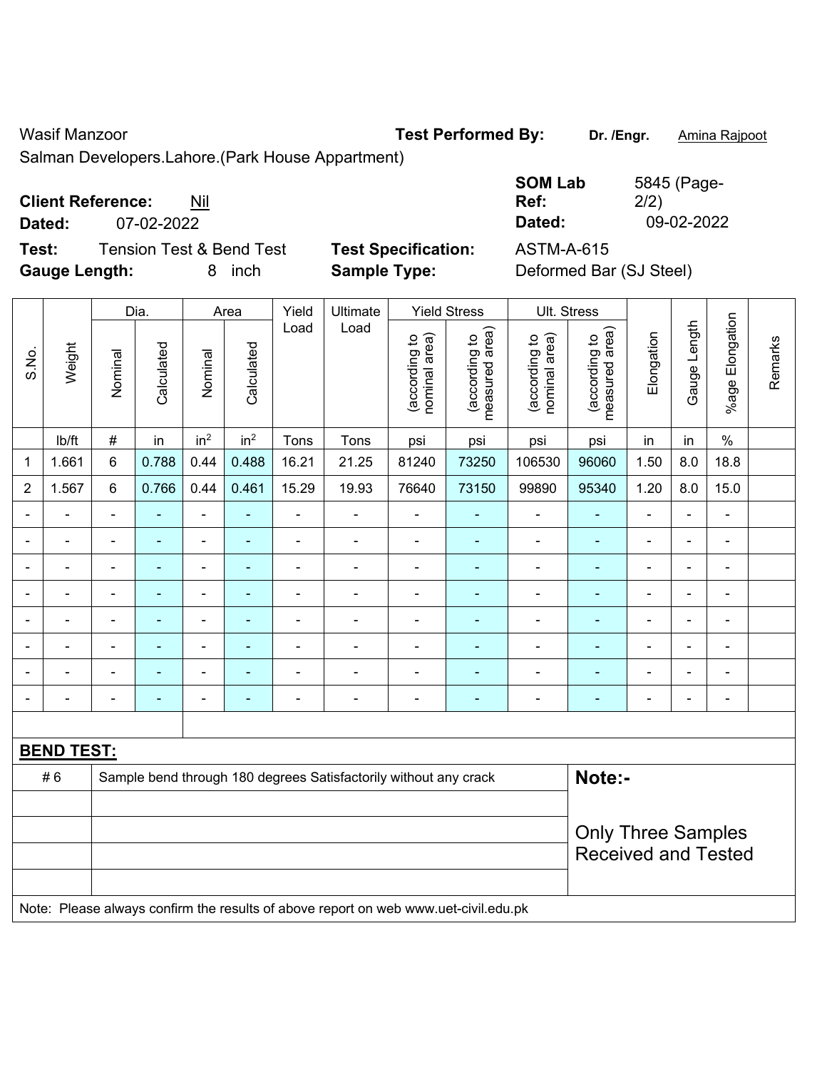Wasif Manzoor

Salman Developers.Lahore.(Park House Appartment)

**Test Performed By:** **Dr. /Engr.** Amina Rajpoot

**Client Reference:** Nil

**Dated:** 07-02-2022

**SOM Lab Ref:** 5845 (Page-2/2)

**Dated:** 09-02-2022

**Test:** Tension Test & Bend Test

**Test Specification:** ASTM-A-615

**Gauge Length:** 8 inch

**Sample Type:** Deformed Bar (SJ Steel)

| S.No. | Weight | Dia. | | Area | | Yield Load | Ultimate Load | Yield Stress | | Ult. Stress | | Elongation | Gauge Length | %age Elongation | Remarks |
|---|---|---|---|---|---|---|---|---|---|---|---|---|---|---|---|
| | | Nominal | Calculated | Nominal | Calculated | | | (according to nominal area) | (according to measured area) | (according to nominal area) | (according to measured area) | | | | |
| | lb/ft | # | in | in$^2$ | in$^2$ | Tons | Tons | psi | psi | psi | psi | in | in | % | |
| 1 | 1.661 | 6 | 0.788 | 0.44 | 0.488 | 16.21 | 21.25 | 81240 | 73250 | 106530 | 96060 | 1.50 | 8.0 | 18.8 | |
| 2 | 1.567 | 6 | 0.766 | 0.44 | 0.461 | 15.29 | 19.93 | 76640 | 73150 | 99890 | 95340 | 1.20 | 8.0 | 15.0 | |
| - | - | - | - | - | - | - | - | - | - | - | - | - | - | - | |
| - | - | - | - | - | - | - | - | - | - | - | - | - | - | - | |
| - | - | - | - | - | - | - | - | - | - | - | - | - | - | - | |
| - | - | - | - | - | - | - | - | - | - | - | - | - | - | - | |
| - | - | - | - | - | - | - | - | - | - | - | - | - | - | - | |
| - | - | - | - | - | - | - | - | - | - | - | - | - | - | - | |
| - | - | - | - | - | - | - | - | - | - | - | - | - | - | - | |
| - | - | - | - | - | - | - | - | - | - | - | - | - | - | - | |

**BEND TEST:**

| | | |
|---|---|---|
| # 6 | Sample bend through 180 degrees Satisfactorily without any crack | **Note:-** |
| | | Only Three Samples Received and Tested |

Note: Please always confirm the results of above report on web www.uet-civil.edu.pk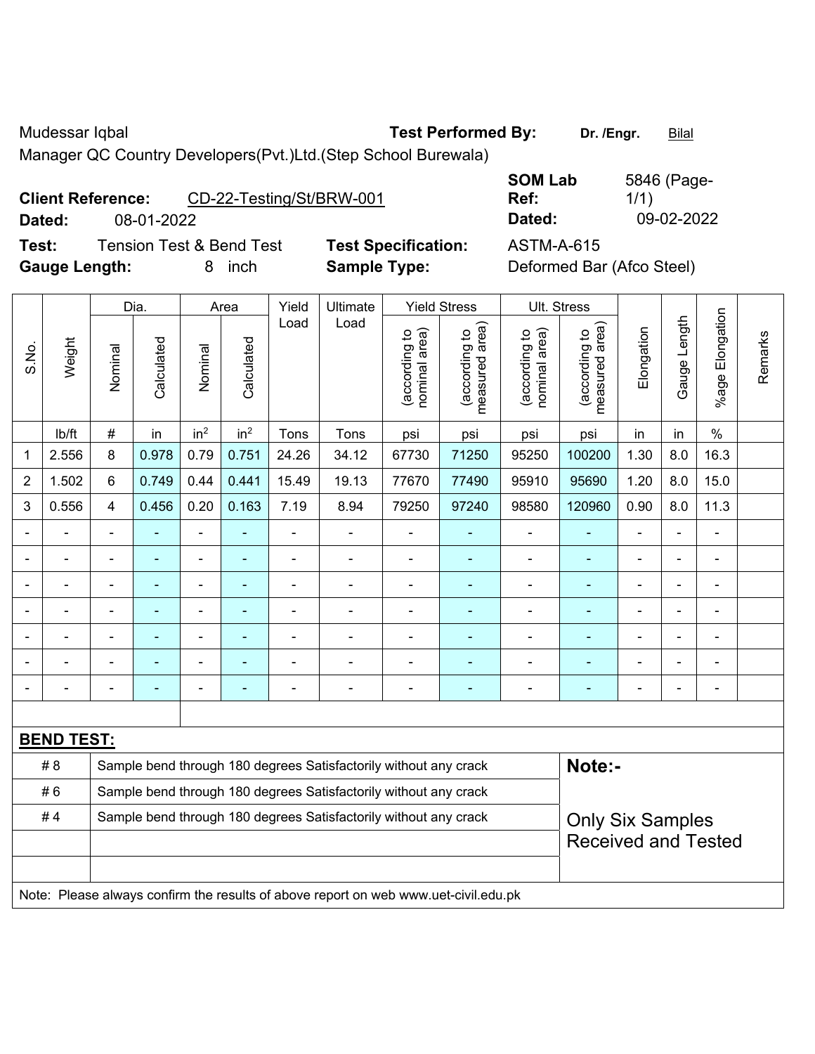Mudessar Iqbal

Manager QC Country Developers(Pvt.)Ltd.(Step School Burewala)

**Test Performed By:** **Dr. /Engr.** Bilal

**Client Reference:** CD-22-Testing/St/BRW-001

**Dated:** 08-01-2022

**SOM Lab Ref:** 5846 (Page-1/1)

**Dated:** 09-02-2022

**Test:** Tension Test & Bend Test

**Test Specification:** ASTM-A-615

**Gauge Length:** 8 inch

**Sample Type:** Deformed Bar (Afco Steel)

| S.No. | Weight | Dia. | | Area | | Yield Load | Ultimate Load | Yield Stress | | Ult. Stress | | Elongation | Gauge Length | %age Elongation | Remarks |
|---|---|---|---|---|---|---|---|---|---|---|---|---|---|---|---|
| | | Nominal | Calculated | Nominal | Calculated | | | (according to nominal area) | (according to measured area) | (according to nominal area) | (according to measured area) | | | | |
| | lb/ft | # | in | $in^2$ | $in^2$ | Tons | Tons | psi | psi | psi | psi | in | in | % | |
| 1 | 2.556 | 8 | 0.978 | 0.79 | 0.751 | 24.26 | 34.12 | 67730 | 71250 | 95250 | 100200 | 1.30 | 8.0 | 16.3 | |
| 2 | 1.502 | 6 | 0.749 | 0.44 | 0.441 | 15.49 | 19.13 | 77670 | 77490 | 95910 | 95690 | 1.20 | 8.0 | 15.0 | |
| 3 | 0.556 | 4 | 0.456 | 0.20 | 0.163 | 7.19 | 8.94 | 79250 | 97240 | 98580 | 120960 | 0.90 | 8.0 | 11.3 | |
| - | - | - | - | - | - | - | - | - | - | - | - | - | - | - | |
| - | - | - | - | - | - | - | - | - | - | - | - | - | - | - | |
| - | - | - | - | - | - | - | - | - | - | - | - | - | - | - | |
| - | - | - | - | - | - | - | - | - | - | - | - | - | - | - | |
| - | - | - | - | - | - | - | - | - | - | - | - | - | - | - | |
| - | - | - | - | - | - | - | - | - | - | - | - | - | - | - | |
| - | - | - | - | - | - | - | - | - | - | - | - | - | - | - | |

**BEND TEST:**

| | |
|---|---|
| # 8 | Sample bend through 180 degrees Satisfactorily without any crack |
| # 6 | Sample bend through 180 degrees Satisfactorily without any crack |
| # 4 | Sample bend through 180 degrees Satisfactorily without any crack |

**Note:-**

Only Six Samples Received and Tested

Note: Please always confirm the results of above report on web www.uet-civil.edu.pk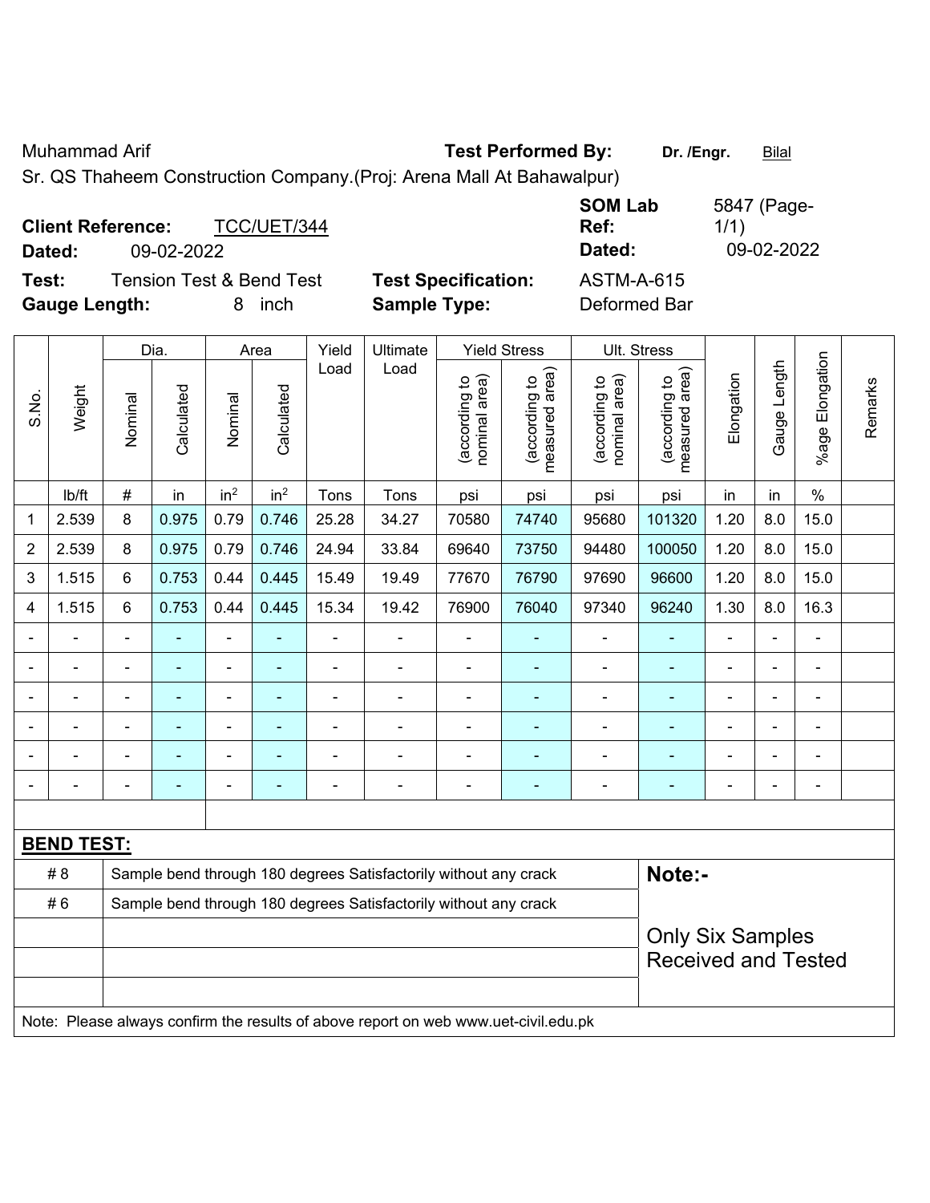Muhammad Arif

Sr. QS Thaheem Construction Company.(Proj: Arena Mall At Bahawalpur)

**Test Performed By:** **Dr. /Engr.** Bilal

**Client Reference:** TCC/UET/344

**Dated:** 09-02-2022

**SOM Lab Ref:** 5847 (Page-1/1)

**Dated:** 09-02-2022

**Test:** Tension Test & Bend Test

**Test Specification:** ASTM-A-615

**Gauge Length:** 8 inch

**Sample Type:** Deformed Bar

| S.No. | Weight | Dia. | | Area | | Yield Load | Ultimate Load | Yield Stress | | Ult. Stress | | Elongation | Gauge Length | %age Elongation | Remarks |
|---|---|---|---|---|---|---|---|---|---|---|---|---|---|---|---|
| | | Nominal | Calculated | Nominal | Calculated | | | (according to nominal area) | (according to measured area) | (according to nominal area) | (according to measured area) | | | | |
| | lb/ft | # | in | in$^2$ | in$^2$ | Tons | Tons | psi | psi | psi | psi | in | in | % | |
| 1 | 2.539 | 8 | 0.975 | 0.79 | 0.746 | 25.28 | 34.27 | 70580 | 74740 | 95680 | 101320 | 1.20 | 8.0 | 15.0 | |
| 2 | 2.539 | 8 | 0.975 | 0.79 | 0.746 | 24.94 | 33.84 | 69640 | 73750 | 94480 | 100050 | 1.20 | 8.0 | 15.0 | |
| 3 | 1.515 | 6 | 0.753 | 0.44 | 0.445 | 15.49 | 19.49 | 77670 | 76790 | 97690 | 96600 | 1.20 | 8.0 | 15.0 | |
| 4 | 1.515 | 6 | 0.753 | 0.44 | 0.445 | 15.34 | 19.42 | 76900 | 76040 | 97340 | 96240 | 1.30 | 8.0 | 16.3 | |
| - | - | - | - | - | - | - | - | - | - | - | - | - | - | - | |
| - | - | - | - | - | - | - | - | - | - | - | - | - | - | - | |
| - | - | - | - | - | - | - | - | - | - | - | - | - | - | - | |
| - | - | - | - | - | - | - | - | - | - | - | - | - | - | - | |
| - | - | - | - | - | - | - | - | - | - | - | - | - | - | - | |
| - | - | - | - | - | - | - | - | - | - | - | - | - | - | - | |

**BEND TEST:**

| | | |
|---|---|---|
| # 8 | Sample bend through 180 degrees Satisfactorily without any crack | **Note:-** |
| # 6 | Sample bend through 180 degrees Satisfactorily without any crack | Only Six Samples Received and Tested |

Note: Please always confirm the results of above report on web www.uet-civil.edu.pk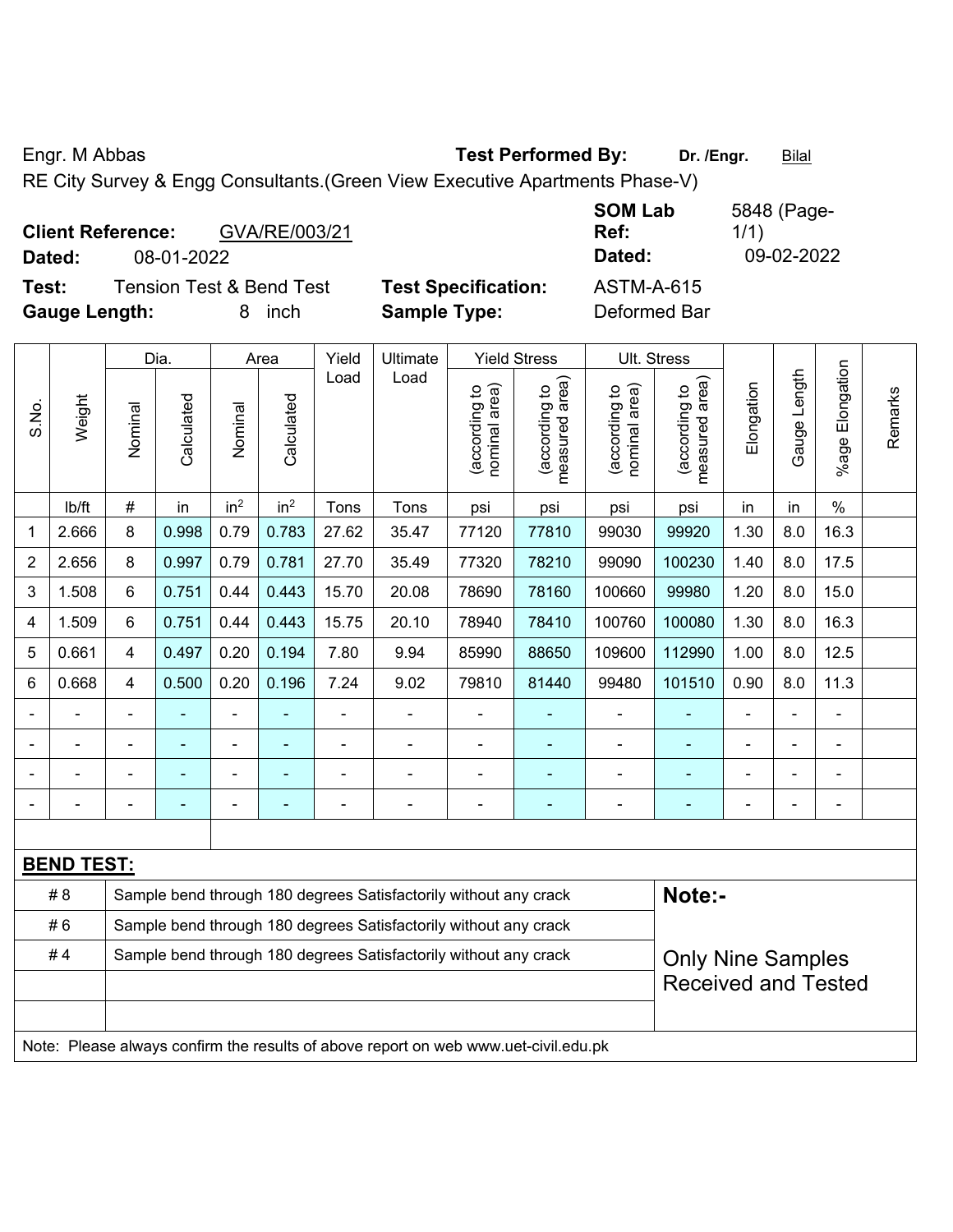Engr. M Abbas **Test Performed By:** **Dr. /Engr.** Bilal

RE City Survey & Engg Consultants.(Green View Executive Apartments Phase-V)

**Client Reference:** GVA/RE/003/21 **SOM Lab Ref:** 5848 (Page-1/1)

**Dated:** 08-01-2022 **Dated:** 09-02-2022

**Test:** Tension Test & Bend Test **Test Specification:** ASTM-A-615

**Gauge Length:** 8 inch **Sample Type:** Deformed Bar

| S.No. | Weight | Dia. | | Area | | Yield Load | Ultimate Load | Yield Stress | | Ult. Stress | | Elongation | Gauge Length | %age Elongation | Remarks |
|---|---|---|---|---|---|---|---|---|---|---|---|---|---|---|---|
| | | Nominal | Calculated | Nominal | Calculated | | | (according to nominal area) | (according to measured area) | (according to nominal area) | (according to measured area) | | | | |
| | lb/ft | # | in | $in^2$ | $in^2$ | Tons | Tons | psi | psi | psi | psi | in | in | % | |
| 1 | 2.666 | 8 | 0.998 | 0.79 | 0.783 | 27.62 | 35.47 | 77120 | 77810 | 99030 | 99920 | 1.30 | 8.0 | 16.3 | |
| 2 | 2.656 | 8 | 0.997 | 0.79 | 0.781 | 27.70 | 35.49 | 77320 | 78210 | 99090 | 100230 | 1.40 | 8.0 | 17.5 | |
| 3 | 1.508 | 6 | 0.751 | 0.44 | 0.443 | 15.70 | 20.08 | 78690 | 78160 | 100660 | 99980 | 1.20 | 8.0 | 15.0 | |
| 4 | 1.509 | 6 | 0.751 | 0.44 | 0.443 | 15.75 | 20.10 | 78940 | 78410 | 100760 | 100080 | 1.30 | 8.0 | 16.3 | |
| 5 | 0.661 | 4 | 0.497 | 0.20 | 0.194 | 7.80 | 9.94 | 85990 | 88650 | 109600 | 112990 | 1.00 | 8.0 | 12.5 | |
| 6 | 0.668 | 4 | 0.500 | 0.20 | 0.196 | 7.24 | 9.02 | 79810 | 81440 | 99480 | 101510 | 0.90 | 8.0 | 11.3 | |
| - | - | - | - | - | - | - | - | - | - | - | - | - | - | - | |
| - | - | - | - | - | - | - | - | - | - | - | - | - | - | - | |
| - | - | - | - | - | - | - | - | - | - | - | - | - | - | - | |
| - | - | - | - | - | - | - | - | - | - | - | - | - | - | - | |

**BEND TEST:**

| | | |
|---|---|---|
| # 8 | Sample bend through 180 degrees Satisfactorily without any crack | **Note:-** |
| # 6 | Sample bend through 180 degrees Satisfactorily without any crack | |
| # 4 | Sample bend through 180 degrees Satisfactorily without any crack | Only Nine Samples Received and Tested |

Note: Please always confirm the results of above report on web www.uet-civil.edu.pk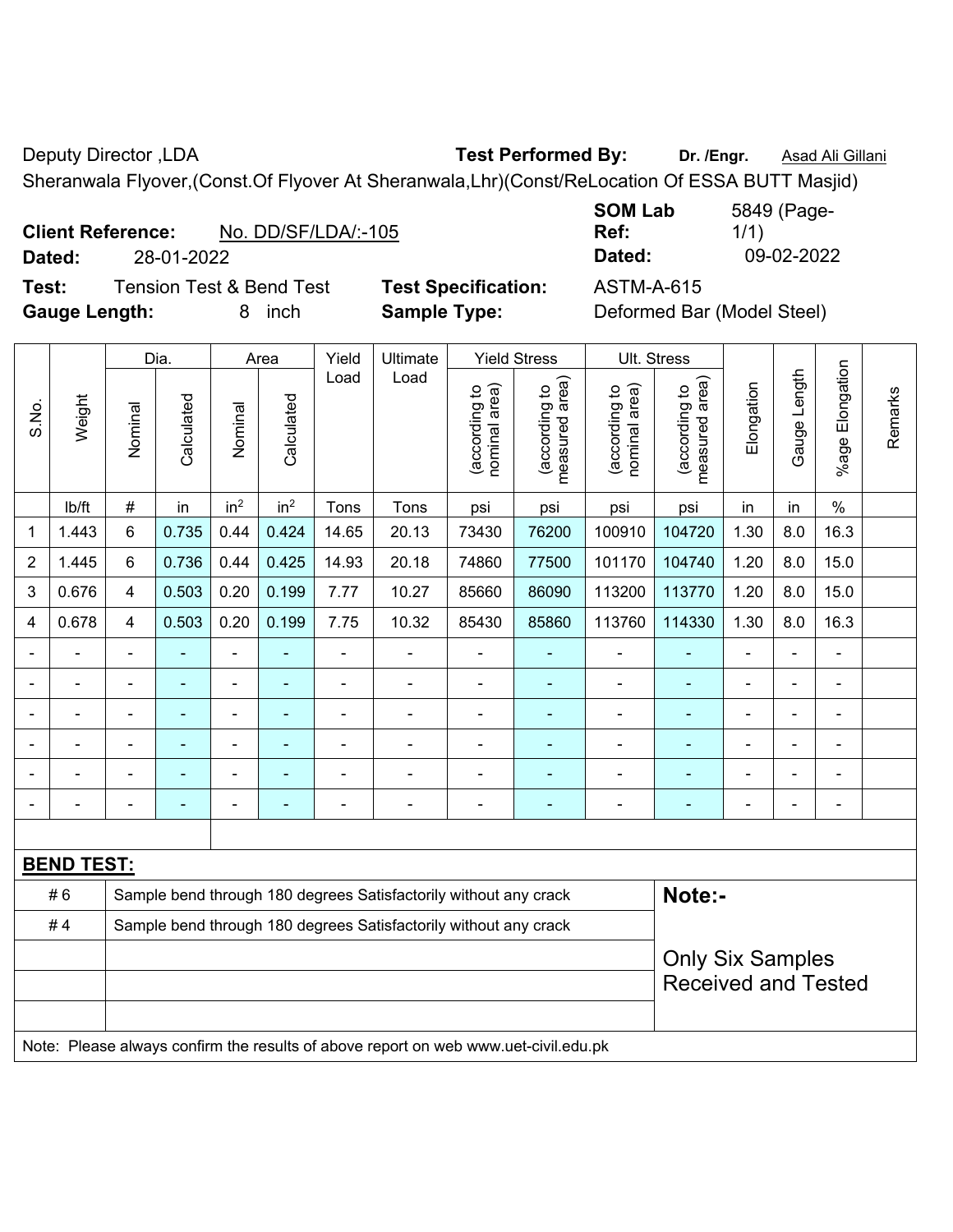Deputy Director ,LDA **Test Performed By:** **Dr. /Engr.** Asad Ali Gillani

Sheranwala Flyover,(Const.Of Flyover At Sheranwala,Lhr)(Const/ReLocation Of ESSA BUTT Masjid)

**Client Reference:** No. DD/SF/LDA/:-105 **SOM Lab Ref:** 5849 (Page-1/1)

**Dated:** 28-01-2022 **Dated:** 09-02-2022

**Test:** Tension Test & Bend Test **Test Specification:** ASTM-A-615

**Gauge Length:** 8 inch **Sample Type:** Deformed Bar (Model Steel)

| S.No. | Weight | Dia. | | Area | | Yield Load | Ultimate Load | Yield Stress | | Ult. Stress | | Elongation | Gauge Length | %age Elongation | Remarks |
|---|---|---|---|---|---|---|---|---|---|---|---|---|---|---|---|
| | | Nominal | Calculated | Nominal | Calculated | | | (according to nominal area) | (according to measured area) | (according to nominal area) | (according to measured area) | | | | |
| | lb/ft | # | in | $in^2$ | $in^2$ | Tons | Tons | psi | psi | psi | psi | in | in | % | |
| 1 | 1.443 | 6 | 0.735 | 0.44 | 0.424 | 14.65 | 20.13 | 73430 | 76200 | 100910 | 104720 | 1.30 | 8.0 | 16.3 | |
| 2 | 1.445 | 6 | 0.736 | 0.44 | 0.425 | 14.93 | 20.18 | 74860 | 77500 | 101170 | 104740 | 1.20 | 8.0 | 15.0 | |
| 3 | 0.676 | 4 | 0.503 | 0.20 | 0.199 | 7.77 | 10.27 | 85660 | 86090 | 113200 | 113770 | 1.20 | 8.0 | 15.0 | |
| 4 | 0.678 | 4 | 0.503 | 0.20 | 0.199 | 7.75 | 10.32 | 85430 | 85860 | 113760 | 114330 | 1.30 | 8.0 | 16.3 | |
| - | - | - | - | - | - | - | - | - | - | - | - | - | - | - | |
| - | - | - | - | - | - | - | - | - | - | - | - | - | - | - | |
| - | - | - | - | - | - | - | - | - | - | - | - | - | - | - | |
| - | - | - | - | - | - | - | - | - | - | - | - | - | - | - | |
| - | - | - | - | - | - | - | - | - | - | - | - | - | - | - | |
| - | - | - | - | - | - | - | - | - | - | - | - | - | - | - | |

**BEND TEST:**

| | | |
|---|---|---|
| # 6 | Sample bend through 180 degrees Satisfactorily without any crack | **Note:-** |
| # 4 | Sample bend through 180 degrees Satisfactorily without any crack | Only Six Samples Received and Tested |

Note: Please always confirm the results of above report on web www.uet-civil.edu.pk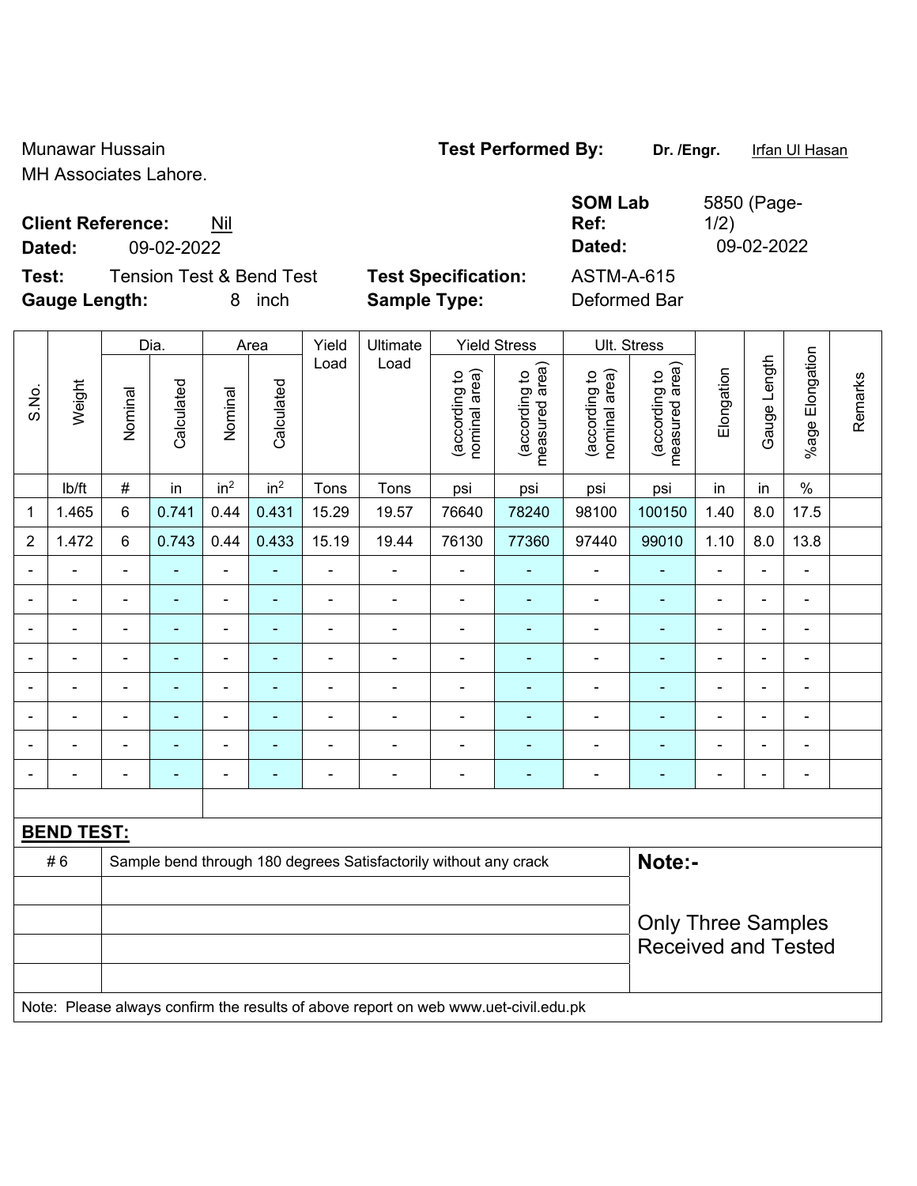Munawar Hussain
MH Associates Lahore.

**Test Performed By:** **Dr. /Engr.** Irfan Ul Hasan

**Client Reference:** Nil
**Dated:** 09-02-2022

**SOM Lab Ref:** 5850 (Page-1/2)
**Dated:** 09-02-2022

**Test:** Tension Test & Bend Test
**Gauge Length:** 8 inch

**Test Specification:** ASTM-A-615
**Sample Type:** Deformed Bar

| S.No. | Weight | Dia. | | Area | | Yield Load | Ultimate Load | Yield Stress | | Ult. Stress | | Elongation | Gauge Length | %age Elongation | Remarks |
|---|---|---|---|---|---|---|---|---|---|---|---|---|---|---|---|
| | | Nominal | Calculated | Nominal | Calculated | | | (according to nominal area) | (according to measured area) | (according to nominal area) | (according to measured area) | | | | |
| | lb/ft | # | in | $in^2$ | $in^2$ | Tons | Tons | psi | psi | psi | psi | in | in | % | |
| 1 | 1.465 | 6 | 0.741 | 0.44 | 0.431 | 15.29 | 19.57 | 76640 | 78240 | 98100 | 100150 | 1.40 | 8.0 | 17.5 | |
| 2 | 1.472 | 6 | 0.743 | 0.44 | 0.433 | 15.19 | 19.44 | 76130 | 77360 | 97440 | 99010 | 1.10 | 8.0 | 13.8 | |
| - | - | - | - | - | - | - | - | - | - | - | - | - | - | - | |
| - | - | - | - | - | - | - | - | - | - | - | - | - | - | - | |
| - | - | - | - | - | - | - | - | - | - | - | - | - | - | - | |
| - | - | - | - | - | - | - | - | - | - | - | - | - | - | - | |
| - | - | - | - | - | - | - | - | - | - | - | - | - | - | - | |
| - | - | - | - | - | - | - | - | - | - | - | - | - | - | - | |
| - | - | - | - | - | - | - | - | - | - | - | - | - | - | - | |
| - | - | - | - | - | - | - | - | - | - | - | - | - | - | - | |

**BEND TEST:**

| | | |
|---|---|---|
| # 6 | Sample bend through 180 degrees Satisfactorily without any crack | **Note:-** |
| | | Only Three Samples Received and Tested |

Note: Please always confirm the results of above report on web www.uet-civil.edu.pk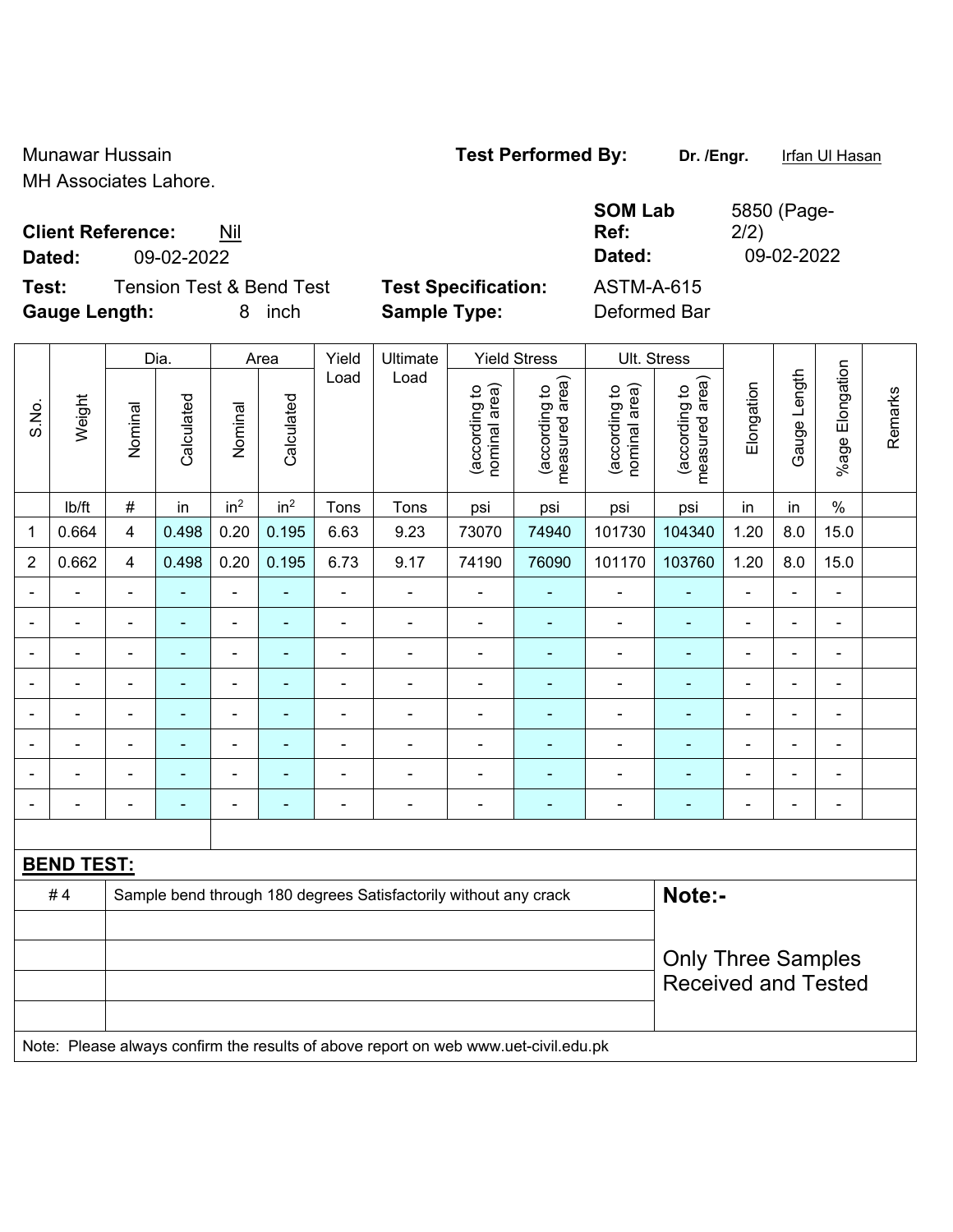Munawar Hussain
MH Associates Lahore.

**Test Performed By:** **Dr. /Engr.** Irfan Ul Hasan

**Client Reference:** Nil
**Dated:** 09-02-2022

**SOM Lab Ref:** 5850 (Page-2/2)
**Dated:** 09-02-2022

**Test:** Tension Test & Bend Test
**Gauge Length:** 8 inch

**Test Specification:** ASTM-A-615
**Sample Type:** Deformed Bar

| S.No. | Weight | Dia. | | Area | | Yield Load | Ultimate Load | Yield Stress | | Ult. Stress | | Elongation | Gauge Length | %age Elongation | Remarks |
|---|---|---|---|---|---|---|---|---|---|---|---|---|---|---|---|
| | | Nominal | Calculated | Nominal | Calculated | | | (according to nominal area) | (according to measured area) | (according to nominal area) | (according to measured area) | | | | |
| | lb/ft | # | in | in$^2$ | in$^2$ | Tons | Tons | psi | psi | psi | psi | in | in | % | |
| 1 | 0.664 | 4 | 0.498 | 0.20 | 0.195 | 6.63 | 9.23 | 73070 | 74940 | 101730 | 104340 | 1.20 | 8.0 | 15.0 | |
| 2 | 0.662 | 4 | 0.498 | 0.20 | 0.195 | 6.73 | 9.17 | 74190 | 76090 | 101170 | 103760 | 1.20 | 8.0 | 15.0 | |
| - | - | - | - | - | - | - | - | - | - | - | - | - | - | - | |
| - | - | - | - | - | - | - | - | - | - | - | - | - | - | - | |
| - | - | - | - | - | - | - | - | - | - | - | - | - | - | - | |
| - | - | - | - | - | - | - | - | - | - | - | - | - | - | - | |
| - | - | - | - | - | - | - | - | - | - | - | - | - | - | - | |
| - | - | - | - | - | - | - | - | - | - | - | - | - | - | - | |
| - | - | - | - | - | - | - | - | - | - | - | - | - | - | - | |
| - | - | - | - | - | - | - | - | - | - | - | - | - | - | - | |

**BEND TEST:**

| | | |
|---|---|---|
| # 4 | Sample bend through 180 degrees Satisfactorily without any crack | **Note:-** Only Three Samples Received and Tested |

Note: Please always confirm the results of above report on web www.uet-civil.edu.pk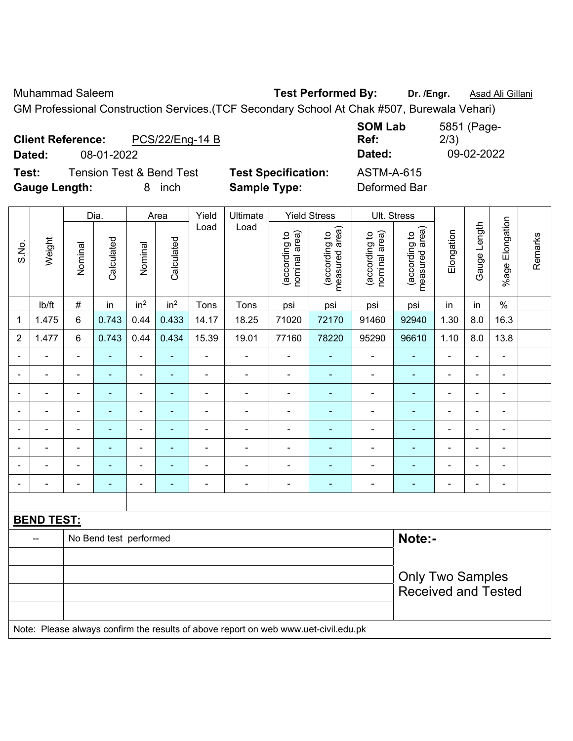Muhammad Saleem **Test Performed By:** **Dr. /Engr.** Asad Ali Gillani

GM Professional Construction Services.(TCF Secondary School At Chak #507, Burewala Vehari)

**Client Reference:** PCS/22/Eng-14 B **SOM Lab Ref:** 5851 (Page-2/3)

**Dated:** 08-01-2022 **Dated:** 09-02-2022

**Test:** Tension Test & Bend Test **Test Specification:** ASTM-A-615

**Gauge Length:** 8 inch **Sample Type:** Deformed Bar

| S.No. | Weight | Dia. | | Area | | Yield Load | Ultimate Load | Yield Stress | | Ult. Stress | | Elongation | Gauge Length | %age Elongation | Remarks |
|---|---|---|---|---|---|---|---|---|---|---|---|---|---|---|---|
| | | Nominal | Calculated | Nominal | Calculated | | | (according to nominal area) | (according to measured area) | (according to nominal area) | (according to measured area) | | | | |
| | lb/ft | # | in | $in^2$ | $in^2$ | Tons | Tons | psi | psi | psi | psi | in | in | % | |
| 1 | 1.475 | 6 | 0.743 | 0.44 | 0.433 | 14.17 | 18.25 | 71020 | 72170 | 91460 | 92940 | 1.30 | 8.0 | 16.3 | |
| 2 | 1.477 | 6 | 0.743 | 0.44 | 0.434 | 15.39 | 19.01 | 77160 | 78220 | 95290 | 96610 | 1.10 | 8.0 | 13.8 | |
| - | - | - | - | - | - | - | - | - | - | - | - | - | - | - | |
| - | - | - | - | - | - | - | - | - | - | - | - | - | - | - | |
| - | - | - | - | - | - | - | - | - | - | - | - | - | - | - | |
| - | - | - | - | - | - | - | - | - | - | - | - | - | - | - | |
| - | - | - | - | - | - | - | - | - | - | - | - | - | - | - | |
| - | - | - | - | - | - | - | - | - | - | - | - | - | - | - | |
| - | - | - | - | - | - | - | - | - | - | - | - | - | - | - | |
| - | - | - | - | - | - | - | - | - | - | - | - | - | - | - | |

**BEND TEST:**

| | | |
|---|---|---|
| -- | No Bend test performed | **Note:-** |
| | | Only Two Samples Received and Tested |

Note: Please always confirm the results of above report on web www.uet-civil.edu.pk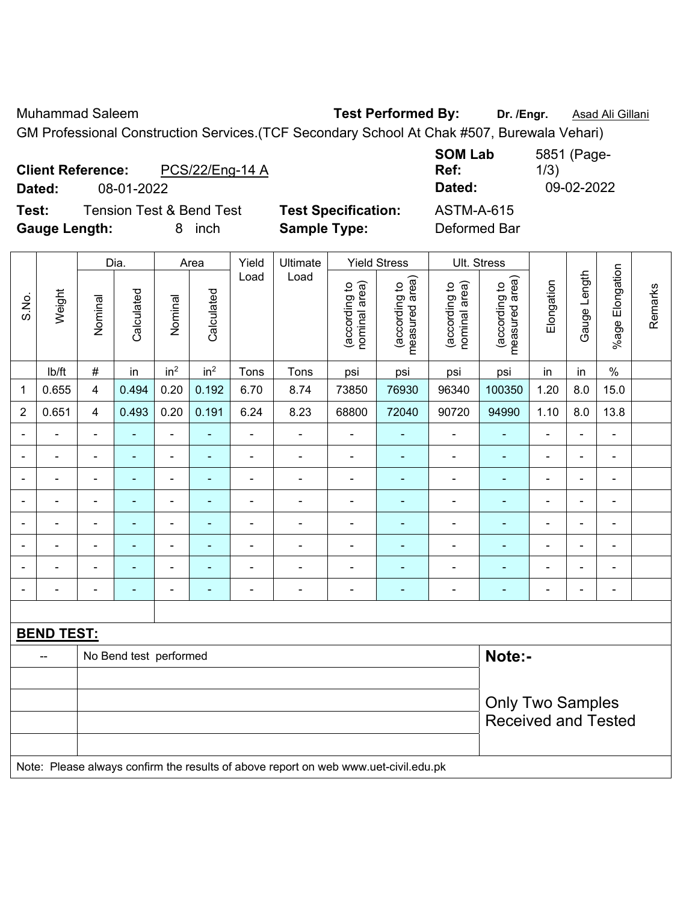Muhammad Saleem **Test Performed By:** **Dr. /Engr.** Asad Ali Gillani

GM Professional Construction Services.(TCF Secondary School At Chak #507, Burewala Vehari)

**Client Reference:** PCS/22/Eng-14 A **SOM Lab Ref:** 5851 (Page-1/3)

**Dated:** 08-01-2022 **Dated:** 09-02-2022

**Test:** Tension Test & Bend Test **Test Specification:** ASTM-A-615

**Gauge Length:** 8 inch **Sample Type:** Deformed Bar

| S.No. | Weight | Dia. | | Area | | Yield Load | Ultimate Load | Yield Stress | | Ult. Stress | | Elongation | Gauge Length | %age Elongation | Remarks |
|---|---|---|---|---|---|---|---|---|---|---|---|---|---|---|---|
| | | Nominal | Calculated | Nominal | Calculated | | | (according to nominal area) | (according to measured area) | (according to nominal area) | (according to measured area) | | | | |
| | lb/ft | # | in | in² | in² | Tons | Tons | psi | psi | psi | psi | in | in | % | |
| 1 | 0.655 | 4 | 0.494 | 0.20 | 0.192 | 6.70 | 8.74 | 73850 | 76930 | 96340 | 100350 | 1.20 | 8.0 | 15.0 | |
| 2 | 0.651 | 4 | 0.493 | 0.20 | 0.191 | 6.24 | 8.23 | 68800 | 72040 | 90720 | 94990 | 1.10 | 8.0 | 13.8 | |
| - | - | - | - | - | - | - | - | - | - | - | - | - | - | - | |
| - | - | - | - | - | - | - | - | - | - | - | - | - | - | - | |
| - | - | - | - | - | - | - | - | - | - | - | - | - | - | - | |
| - | - | - | - | - | - | - | - | - | - | - | - | - | - | - | |
| - | - | - | - | - | - | - | - | - | - | - | - | - | - | - | |
| - | - | - | - | - | - | - | - | - | - | - | - | - | - | - | |
| - | - | - | - | - | - | - | - | - | - | - | - | - | - | - | |
| - | - | - | - | - | - | - | - | - | - | - | - | - | - | - | |

**BEND TEST:**

| | | |
|---|---|---|
| -- | No Bend test performed | **Note:-** |
| | | Only Two Samples Received and Tested |

Note: Please always confirm the results of above report on web www.uet-civil.edu.pk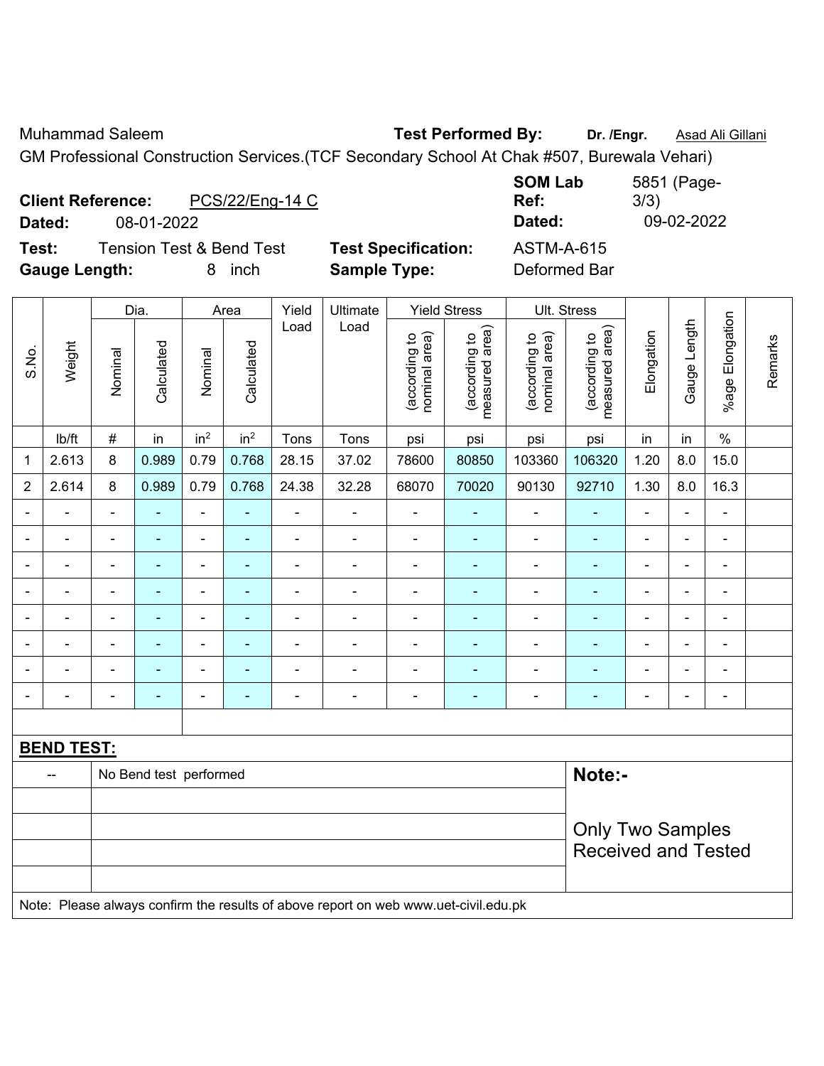Muhammad Saleem **Test Performed By:** **Dr. /Engr.** Asad Ali Gillani

GM Professional Construction Services.(TCF Secondary School At Chak #507, Burewala Vehari)

**Client Reference:** PCS/22/Eng-14 C **SOM Lab Ref:** 5851 (Page-3/3)

**Dated:** 08-01-2022 **Dated:** 09-02-2022

**Test:** Tension Test & Bend Test **Test Specification:** ASTM-A-615

**Gauge Length:** 8 inch **Sample Type:** Deformed Bar

| S.No. | Weight | Dia. | | Area | | Yield Load | Ultimate Load | Yield Stress | | Ult. Stress | | Elongation | Gauge Length | %age Elongation | Remarks |
|---|---|---|---|---|---|---|---|---|---|---|---|---|---|---|---|
| | | Nominal | Calculated | Nominal | Calculated | | | (according to nominal area) | (according to measured area) | (according to nominal area) | (according to measured area) | | | | |
| | lb/ft | # | in | in² | in² | Tons | Tons | psi | psi | psi | psi | in | in | % | |
| 1 | 2.613 | 8 | 0.989 | 0.79 | 0.768 | 28.15 | 37.02 | 78600 | 80850 | 103360 | 106320 | 1.20 | 8.0 | 15.0 | |
| 2 | 2.614 | 8 | 0.989 | 0.79 | 0.768 | 24.38 | 32.28 | 68070 | 70020 | 90130 | 92710 | 1.30 | 8.0 | 16.3 | |
| - | - | - | - | - | - | - | - | - | - | - | - | - | - | - | |
| - | - | - | - | - | - | - | - | - | - | - | - | - | - | - | |
| - | - | - | - | - | - | - | - | - | - | - | - | - | - | - | |
| - | - | - | - | - | - | - | - | - | - | - | - | - | - | - | |
| - | - | - | - | - | - | - | - | - | - | - | - | - | - | - | |
| - | - | - | - | - | - | - | - | - | - | - | - | - | - | - | |
| - | - | - | - | - | - | - | - | - | - | - | - | - | - | - | |
| - | - | - | - | - | - | - | - | - | - | - | - | - | - | - | |

**BEND TEST:**

| | | |
|---|---|---|
| -- | No Bend test performed | **Note:-** |
| | | Only Two Samples Received and Tested |

Note: Please always confirm the results of above report on web www.uet-civil.edu.pk